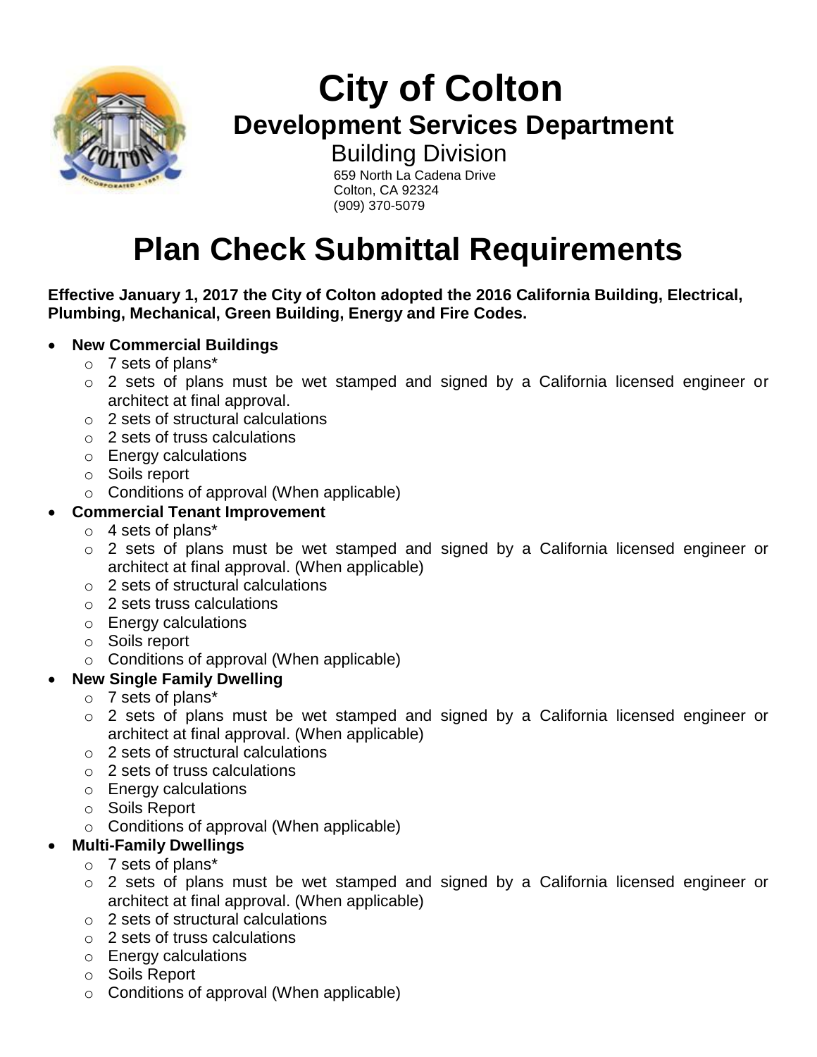# City of Colton

## Development Services Department

### Building Division

659 North La Cadena Drive
Colton, CA 92324
(909) 370-5079

# Plan Check Submittal Requirements

**Effective January 1, 2017 the City of Colton adopted the 2016 California Building, Electrical, Plumbing, Mechanical, Green Building, Energy and Fire Codes.**

- **New Commercial Buildings**
  - 7 sets of plans*
  - 2 sets of plans must be wet stamped and signed by a California licensed engineer or architect at final approval.
  - 2 sets of structural calculations
  - 2 sets of truss calculations
  - Energy calculations
  - Soils report
  - Conditions of approval (When applicable)
- **Commercial Tenant Improvement**
  - 4 sets of plans*
  - 2 sets of plans must be wet stamped and signed by a California licensed engineer or architect at final approval. (When applicable)
  - 2 sets of structural calculations
  - 2 sets truss calculations
  - Energy calculations
  - Soils report
  - Conditions of approval (When applicable)
- **New Single Family Dwelling**
  - 7 sets of plans*
  - 2 sets of plans must be wet stamped and signed by a California licensed engineer or architect at final approval. (When applicable)
  - 2 sets of structural calculations
  - 2 sets of truss calculations
  - Energy calculations
  - Soils Report
  - Conditions of approval (When applicable)
- **Multi-Family Dwellings**
  - 7 sets of plans*
  - 2 sets of plans must be wet stamped and signed by a California licensed engineer or architect at final approval. (When applicable)
  - 2 sets of structural calculations
  - 2 sets of truss calculations
  - Energy calculations
  - Soils Report
  - Conditions of approval (When applicable)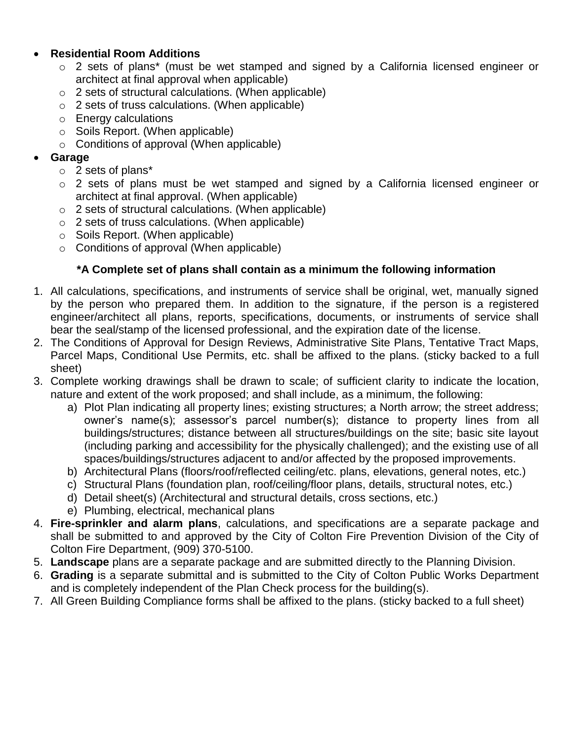- **Residential Room Additions**
  - 2 sets of plans* (must be wet stamped and signed by a California licensed engineer or architect at final approval when applicable)
  - 2 sets of structural calculations. (When applicable)
  - 2 sets of truss calculations. (When applicable)
  - Energy calculations
  - Soils Report. (When applicable)
  - Conditions of approval (When applicable)
- **Garage**
  - 2 sets of plans*
  - 2 sets of plans must be wet stamped and signed by a California licensed engineer or architect at final approval. (When applicable)
  - 2 sets of structural calculations. (When applicable)
  - 2 sets of truss calculations. (When applicable)
  - Soils Report. (When applicable)
  - Conditions of approval (When applicable)

**\*A Complete set of plans shall contain as a minimum the following information**

1. All calculations, specifications, and instruments of service shall be original, wet, manually signed by the person who prepared them. In addition to the signature, if the person is a registered engineer/architect all plans, reports, specifications, documents, or instruments of service shall bear the seal/stamp of the licensed professional, and the expiration date of the license.
2. The Conditions of Approval for Design Reviews, Administrative Site Plans, Tentative Tract Maps, Parcel Maps, Conditional Use Permits, etc. shall be affixed to the plans. (sticky backed to a full sheet)
3. Complete working drawings shall be drawn to scale; of sufficient clarity to indicate the location, nature and extent of the work proposed; and shall include, as a minimum, the following:
   a) Plot Plan indicating all property lines; existing structures; a North arrow; the street address; owner's name(s); assessor's parcel number(s); distance to property lines from all buildings/structures; distance between all structures/buildings on the site; basic site layout (including parking and accessibility for the physically challenged); and the existing use of all spaces/buildings/structures adjacent to and/or affected by the proposed improvements.
   b) Architectural Plans (floors/roof/reflected ceiling/etc. plans, elevations, general notes, etc.)
   c) Structural Plans (foundation plan, roof/ceiling/floor plans, details, structural notes, etc.)
   d) Detail sheet(s) (Architectural and structural details, cross sections, etc.)
   e) Plumbing, electrical, mechanical plans
4. **Fire-sprinkler and alarm plans**, calculations, and specifications are a separate package and shall be submitted to and approved by the City of Colton Fire Prevention Division of the City of Colton Fire Department, (909) 370-5100.
5. **Landscape** plans are a separate package and are submitted directly to the Planning Division.
6. **Grading** is a separate submittal and is submitted to the City of Colton Public Works Department and is completely independent of the Plan Check process for the building(s).
7. All Green Building Compliance forms shall be affixed to the plans. (sticky backed to a full sheet)